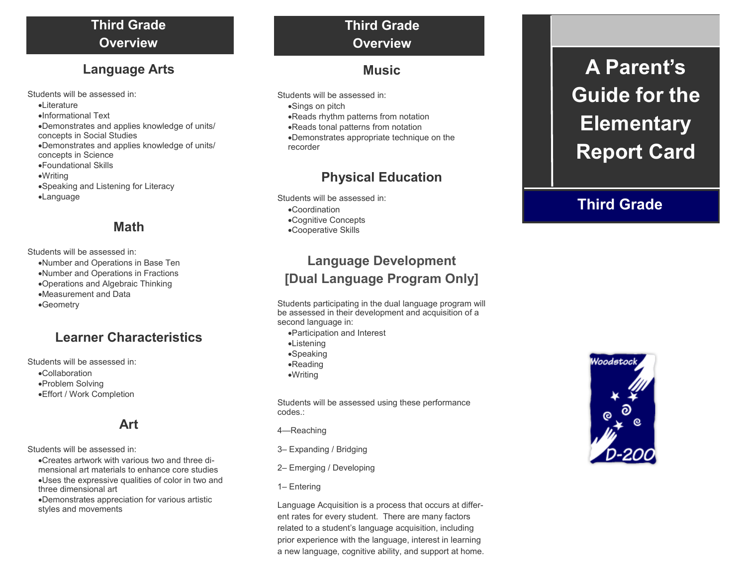# Third Grade Overview

## Language Arts

Students will be assessed in:

- Literature
- Informational Text
- Demonstrates and applies knowledge of units/ concepts in Social Studies
- Demonstrates and applies knowledge of units/ concepts in Science
- Foundational Skills
- Writing
- Speaking and Listening for Literacy
- Language

## Math

Students will be assessed in:

- Number and Operations in Base Ten
- Number and Operations in Fractions
- Operations and Algebraic Thinking
- Measurement and Data
- Geometry

## Learner Characteristics

Students will be assessed in:

- Collaboration
- Problem Solving
- Effort / Work Completion

## Art

Students will be assessed in:

- Creates artwork with various two and three dimensional art materials to enhance core studies
- Uses the expressive qualities of color in two and three dimensional art
- Demonstrates appreciation for various artistic styles and movements

# Third Grade Overview

## Music

Students will be assessed in:

- Sings on pitch
- Reads rhythm patterns from notation
- Reads tonal patterns from notation
- Demonstrates appropriate technique on the recorder

## Physical Education

Students will be assessed in:

- Coordination
- Cognitive Concepts
- Cooperative Skills

## Language Development [Dual Language Program Only]

Students participating in the dual language program will be assessed in their development and acquisition of a second language in:

- Participation and Interest
- Listening
- Speaking
- Reading
- Writing

Students will be assessed using these performance codes.:

4—Reaching

3– Expanding / Bridging

2– Emerging / Developing

1– Entering

Language Acquisition is a process that occurs at different rates for every student. There are many factors related to a student's language acquisition, including prior experience with the language, interest in learning a new language, cognitive ability, and support at home.

# A Parent's Guide for the Elementary Report Card

## Third Grade

Woodstock D-200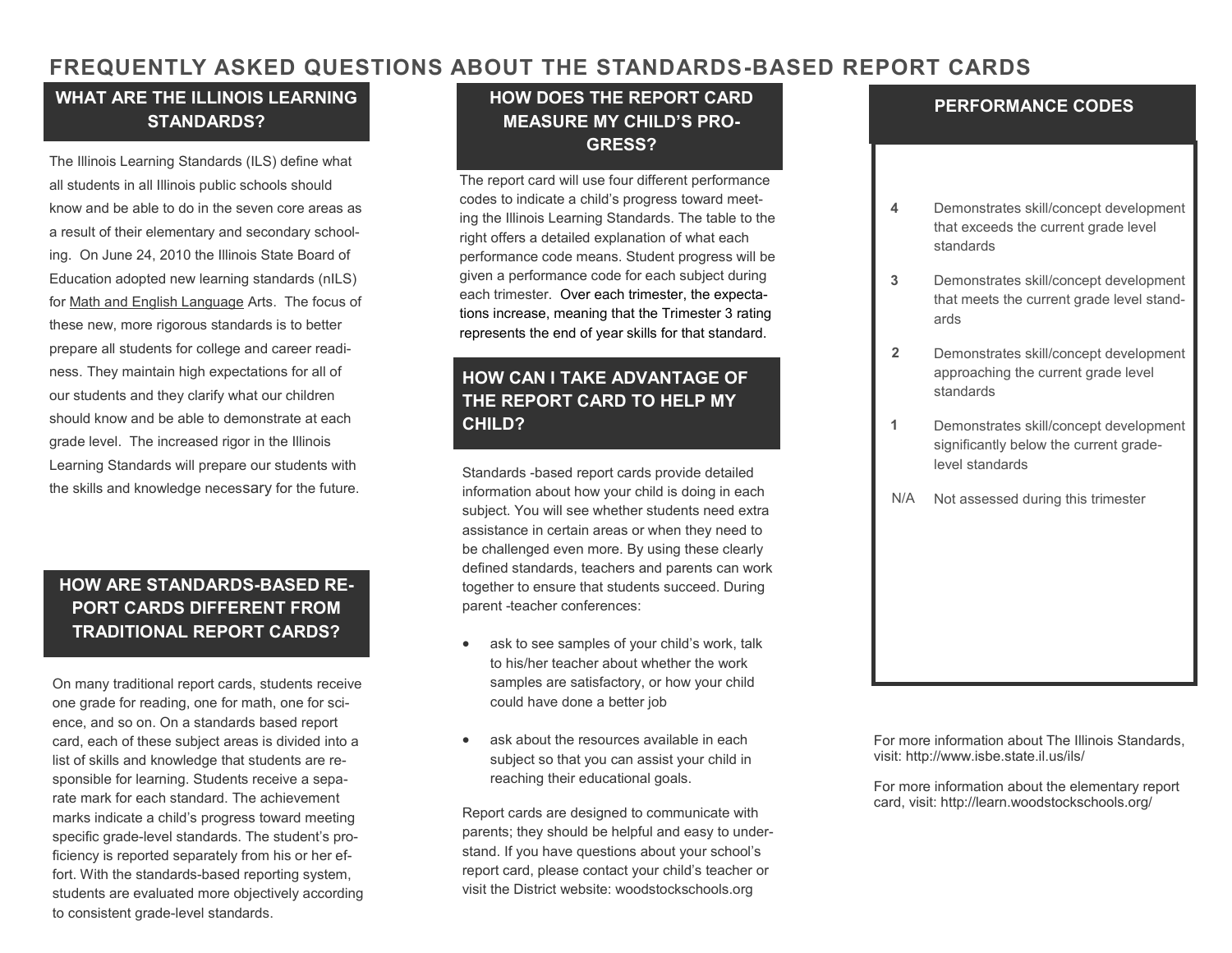# FREQUENTLY ASKED QUESTIONS ABOUT THE STANDARDS-BASED REPORT CARDS

## WHAT ARE THE ILLINOIS LEARNING STANDARDS?

The Illinois Learning Standards (ILS) define what all students in all Illinois public schools should know and be able to do in the seven core areas as a result of their elementary and secondary schooling. On June 24, 2010 the Illinois State Board of Education adopted new learning standards (nILS) for Math and English Language Arts. The focus of these new, more rigorous standards is to better prepare all students for college and career readiness. They maintain high expectations for all of our students and they clarify what our children should know and be able to demonstrate at each grade level. The increased rigor in the Illinois Learning Standards will prepare our students with the skills and knowledge necessary for the future.

## HOW ARE STANDARDS-BASED REPORT CARDS DIFFERENT FROM TRADITIONAL REPORT CARDS?

On many traditional report cards, students receive one grade for reading, one for math, one for science, and so on. On a standards based report card, each of these subject areas is divided into a list of skills and knowledge that students are responsible for learning. Students receive a separate mark for each standard. The achievement marks indicate a child's progress toward meeting specific grade-level standards. The student's proficiency is reported separately from his or her effort. With the standards-based reporting system, students are evaluated more objectively according to consistent grade-level standards.

## HOW DOES THE REPORT CARD MEASURE MY CHILD'S PROGRESS?

The report card will use four different performance codes to indicate a child's progress toward meeting the Illinois Learning Standards. The table to the right offers a detailed explanation of what each performance code means. Student progress will be given a performance code for each subject during each trimester. Over each trimester, the expectations increase, meaning that the Trimester 3 rating represents the end of year skills for that standard.

## HOW CAN I TAKE ADVANTAGE OF THE REPORT CARD TO HELP MY CHILD?

Standards -based report cards provide detailed information about how your child is doing in each subject. You will see whether students need extra assistance in certain areas or when they need to be challenged even more. By using these clearly defined standards, teachers and parents can work together to ensure that students succeed. During parent -teacher conferences:

- ask to see samples of your child's work, talk to his/her teacher about whether the work samples are satisfactory, or how your child could have done a better job
- ask about the resources available in each subject so that you can assist your child in reaching their educational goals.

Report cards are designed to communicate with parents; they should be helpful and easy to understand. If you have questions about your school's report card, please contact your child's teacher or visit the District website: woodstockschools.org

## PERFORMANCE CODES

| | |
|---|---|
| 4 | Demonstrates skill/concept development that exceeds the current grade level standards |
| 3 | Demonstrates skill/concept development that meets the current grade level standards |
| 2 | Demonstrates skill/concept development approaching the current grade level standards |
| 1 | Demonstrates skill/concept development significantly below the current grade-level standards |
| N/A | Not assessed during this trimester |

For more information about The Illinois Standards, visit: http://www.isbe.state.il.us/ils/

For more information about the elementary report card, visit: http://learn.woodstockschools.org/